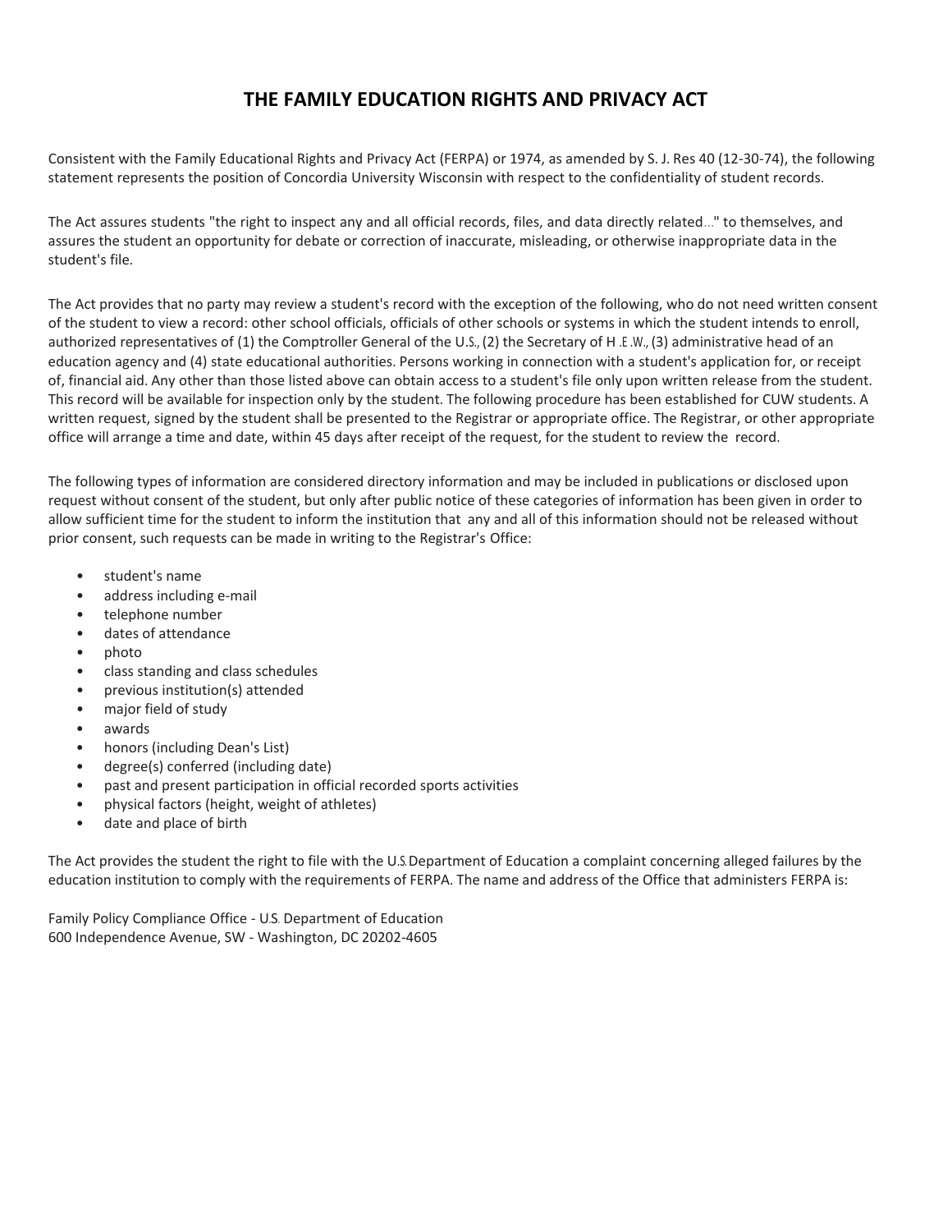# THE FAMILY EDUCATION RIGHTS AND PRIVACY ACT

Consistent with the Family Educational Rights and Privacy Act (FERPA) or 1974, as amended by S. J. Res 40 (12-30-74), the following statement represents the position of Concordia University Wisconsin with respect to the confidentiality of student records.

The Act assures students "the right to inspect any and all official records, files, and data directly related..." to themselves, and assures the student an opportunity for debate or correction of inaccurate, misleading, or otherwise inappropriate data in the student's file.

The Act provides that no party may review a student's record with the exception of the following, who do not need written consent of the student to view a record: other school officials, officials of other schools or systems in which the student intends to enroll, authorized representatives of (1) the Comptroller General of the U.S., (2) the Secretary of H.E.W., (3) administrative head of an education agency and (4) state educational authorities. Persons working in connection with a student's application for, or receipt of, financial aid. Any other than those listed above can obtain access to a student's file only upon written release from the student. This record will be available for inspection only by the student. The following procedure has been established for CUW students. A written request, signed by the student shall be presented to the Registrar or appropriate office. The Registrar, or other appropriate office will arrange a time and date, within 45 days after receipt of the request, for the student to review the record.

The following types of information are considered directory information and may be included in publications or disclosed upon request without consent of the student, but only after public notice of these categories of information has been given in order to allow sufficient time for the student to inform the institution that any and all of this information should not be released without prior consent, such requests can be made in writing to the Registrar's Office:

- student's name
- address including e-mail
- telephone number
- dates of attendance
- photo
- class standing and class schedules
- previous institution(s) attended
- major field of study
- awards
- honors (including Dean's List)
- degree(s) conferred (including date)
- past and present participation in official recorded sports activities
- physical factors (height, weight of athletes)
- date and place of birth

The Act provides the student the right to file with the U.S. Department of Education a complaint concerning alleged failures by the education institution to comply with the requirements of FERPA. The name and address of the Office that administers FERPA is:

Family Policy Compliance Office - U.S. Department of Education
600 Independence Avenue, SW - Washington, DC 20202-4605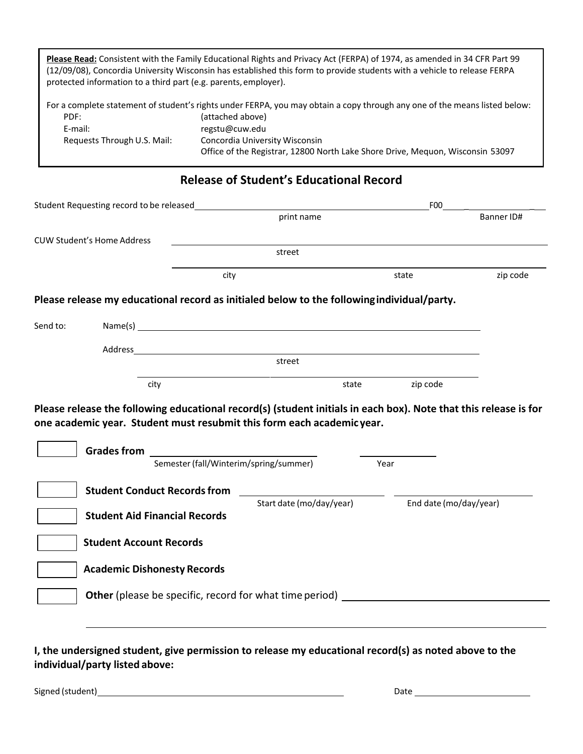**Please Read:** Consistent with the Family Educational Rights and Privacy Act (FERPA) of 1974, as amended in 34 CFR Part 99 (12/09/08), Concordia University Wisconsin has established this form to provide students with a vehicle to release FERPA protected information to a third part (e.g. parents, employer).

For a complete statement of student's rights under FERPA, you may obtain a copy through any one of the means listed below:

| | |
|---|---|
| PDF: | (attached above) |
| E-mail: | regstu@cuw.edu |
| Requests Through U.S. Mail: | Concordia University Wisconsin<br>Office of the Registrar, 12800 North Lake Shore Drive, Mequon, Wisconsin 53097 |

## Release of Student's Educational Record

Student Requesting record to be released ______________________________ F00 ______________

print name — Banner ID#

CUW Student's Home Address ______________________________

street

______________________________

city — state — zip code

**Please release my educational record as initialed below to the following individual/party.**

Send to: Name(s) ______________________________

Address ______________________________

street

______________________________

city — state — zip code

**Please release the following educational record(s) (student initials in each box). Note that this release is for one academic year. Student must resubmit this form each academic year.**

☐ **Grades from** ______________________ ______________
Semester (fall/Winterim/spring/summer) — Year

☐ **Student Conduct Records from** ______________ ______________
Start date (mo/day/year) — End date (mo/day/year)

☐ **Student Aid Financial Records**

☐ **Student Account Records**

☐ **Academic Dishonesty Records**

☐ **Other** (please be specific, record for what time period) ______________________________

______________________________

**I, the undersigned student, give permission to release my educational record(s) as noted above to the individual/party listed above:**

Signed (student) ______________________________ Date ______________